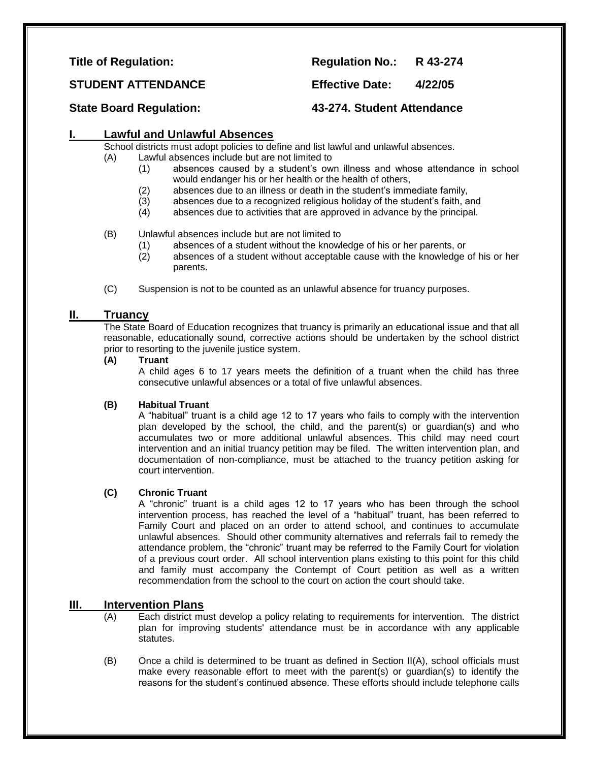**Title of Regulation:** **Regulation No.: R 43-274**

**STUDENT ATTENDANCE** **Effective Date: 4/22/05**

**State Board Regulation:** **43-274. Student Attendance**

## I. Lawful and Unlawful Absences

School districts must adopt policies to define and list lawful and unlawful absences.

(A) Lawful absences include but are not limited to

(1) absences caused by a student's own illness and whose attendance in school would endanger his or her health or the health of others,

(2) absences due to an illness or death in the student's immediate family,

(3) absences due to a recognized religious holiday of the student's faith, and

(4) absences due to activities that are approved in advance by the principal.

(B) Unlawful absences include but are not limited to

(1) absences of a student without the knowledge of his or her parents, or

(2) absences of a student without acceptable cause with the knowledge of his or her parents.

(C) Suspension is not to be counted as an unlawful absence for truancy purposes.

## II. Truancy

The State Board of Education recognizes that truancy is primarily an educational issue and that all reasonable, educationally sound, corrective actions should be undertaken by the school district prior to resorting to the juvenile justice system.

**(A) Truant**

A child ages 6 to 17 years meets the definition of a truant when the child has three consecutive unlawful absences or a total of five unlawful absences.

**(B) Habitual Truant**

A "habitual" truant is a child age 12 to 17 years who fails to comply with the intervention plan developed by the school, the child, and the parent(s) or guardian(s) and who accumulates two or more additional unlawful absences. This child may need court intervention and an initial truancy petition may be filed. The written intervention plan, and documentation of non-compliance, must be attached to the truancy petition asking for court intervention.

**(C) Chronic Truant**

A "chronic" truant is a child ages 12 to 17 years who has been through the school intervention process, has reached the level of a "habitual" truant, has been referred to Family Court and placed on an order to attend school, and continues to accumulate unlawful absences. Should other community alternatives and referrals fail to remedy the attendance problem, the "chronic" truant may be referred to the Family Court for violation of a previous court order. All school intervention plans existing to this point for this child and family must accompany the Contempt of Court petition as well as a written recommendation from the school to the court on action the court should take.

## III. Intervention Plans

(A) Each district must develop a policy relating to requirements for intervention. The district plan for improving students' attendance must be in accordance with any applicable statutes.

(B) Once a child is determined to be truant as defined in Section II(A), school officials must make every reasonable effort to meet with the parent(s) or guardian(s) to identify the reasons for the student's continued absence. These efforts should include telephone calls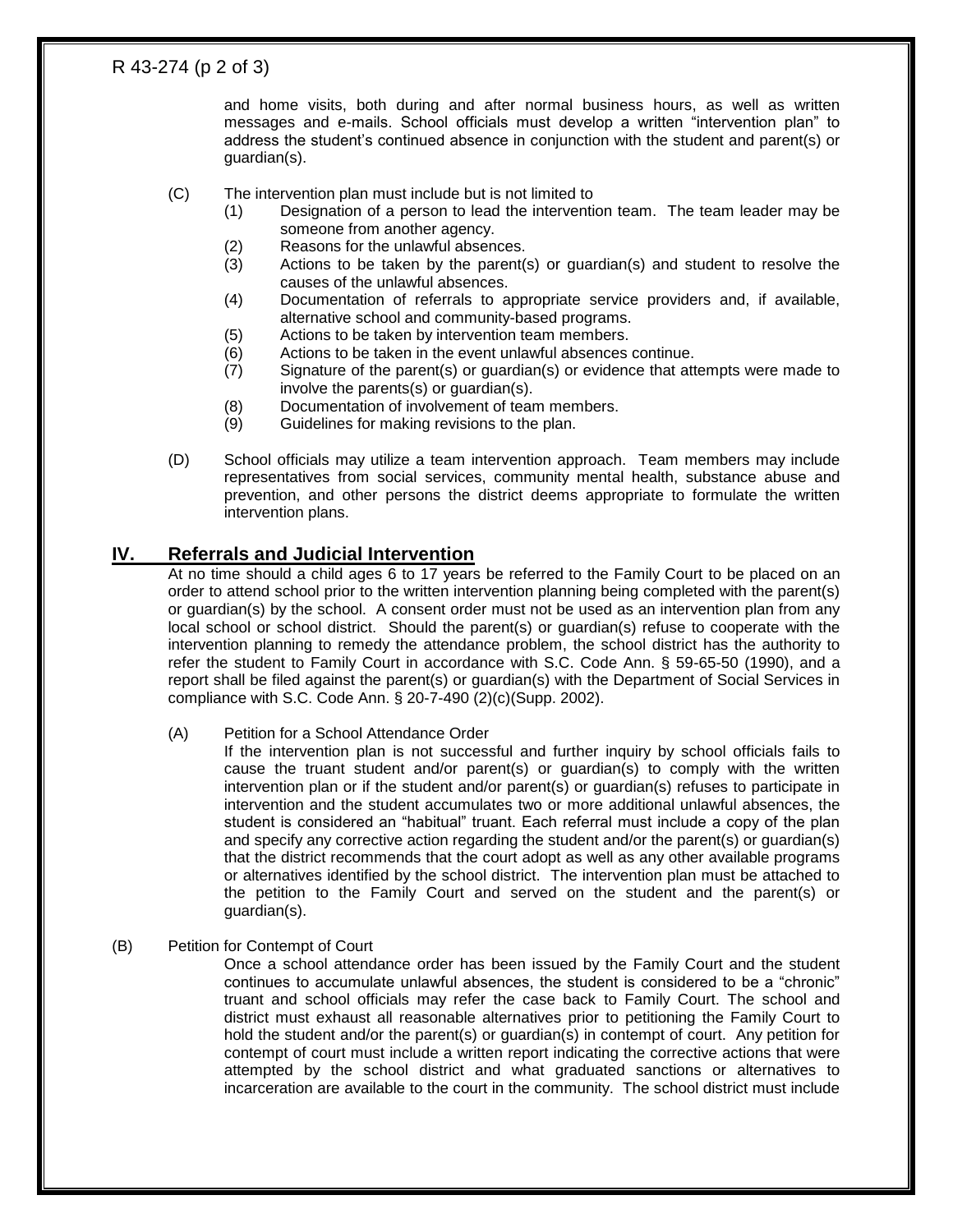and home visits, both during and after normal business hours, as well as written messages and e-mails. School officials must develop a written "intervention plan" to address the student's continued absence in conjunction with the student and parent(s) or guardian(s).

(C) The intervention plan must include but is not limited to

(1) Designation of a person to lead the intervention team. The team leader may be someone from another agency.

(2) Reasons for the unlawful absences.

(3) Actions to be taken by the parent(s) or guardian(s) and student to resolve the causes of the unlawful absences.

(4) Documentation of referrals to appropriate service providers and, if available, alternative school and community-based programs.

(5) Actions to be taken by intervention team members.

(6) Actions to be taken in the event unlawful absences continue.

(7) Signature of the parent(s) or guardian(s) or evidence that attempts were made to involve the parents(s) or guardian(s).

(8) Documentation of involvement of team members.

(9) Guidelines for making revisions to the plan.

(D) School officials may utilize a team intervention approach. Team members may include representatives from social services, community mental health, substance abuse and prevention, and other persons the district deems appropriate to formulate the written intervention plans.

## IV. Referrals and Judicial Intervention

At no time should a child ages 6 to 17 years be referred to the Family Court to be placed on an order to attend school prior to the written intervention planning being completed with the parent(s) or guardian(s) by the school. A consent order must not be used as an intervention plan from any local school or school district. Should the parent(s) or guardian(s) refuse to cooperate with the intervention planning to remedy the attendance problem, the school district has the authority to refer the student to Family Court in accordance with S.C. Code Ann. § 59-65-50 (1990), and a report shall be filed against the parent(s) or guardian(s) with the Department of Social Services in compliance with S.C. Code Ann. § 20-7-490 (2)(c)(Supp. 2002).

(A) Petition for a School Attendance Order

If the intervention plan is not successful and further inquiry by school officials fails to cause the truant student and/or parent(s) or guardian(s) to comply with the written intervention plan or if the student and/or parent(s) or guardian(s) refuses to participate in intervention and the student accumulates two or more additional unlawful absences, the student is considered an "habitual" truant. Each referral must include a copy of the plan and specify any corrective action regarding the student and/or the parent(s) or guardian(s) that the district recommends that the court adopt as well as any other available programs or alternatives identified by the school district. The intervention plan must be attached to the petition to the Family Court and served on the student and the parent(s) or guardian(s).

(B) Petition for Contempt of Court

Once a school attendance order has been issued by the Family Court and the student continues to accumulate unlawful absences, the student is considered to be a "chronic" truant and school officials may refer the case back to Family Court. The school and district must exhaust all reasonable alternatives prior to petitioning the Family Court to hold the student and/or the parent(s) or guardian(s) in contempt of court. Any petition for contempt of court must include a written report indicating the corrective actions that were attempted by the school district and what graduated sanctions or alternatives to incarceration are available to the court in the community. The school district must include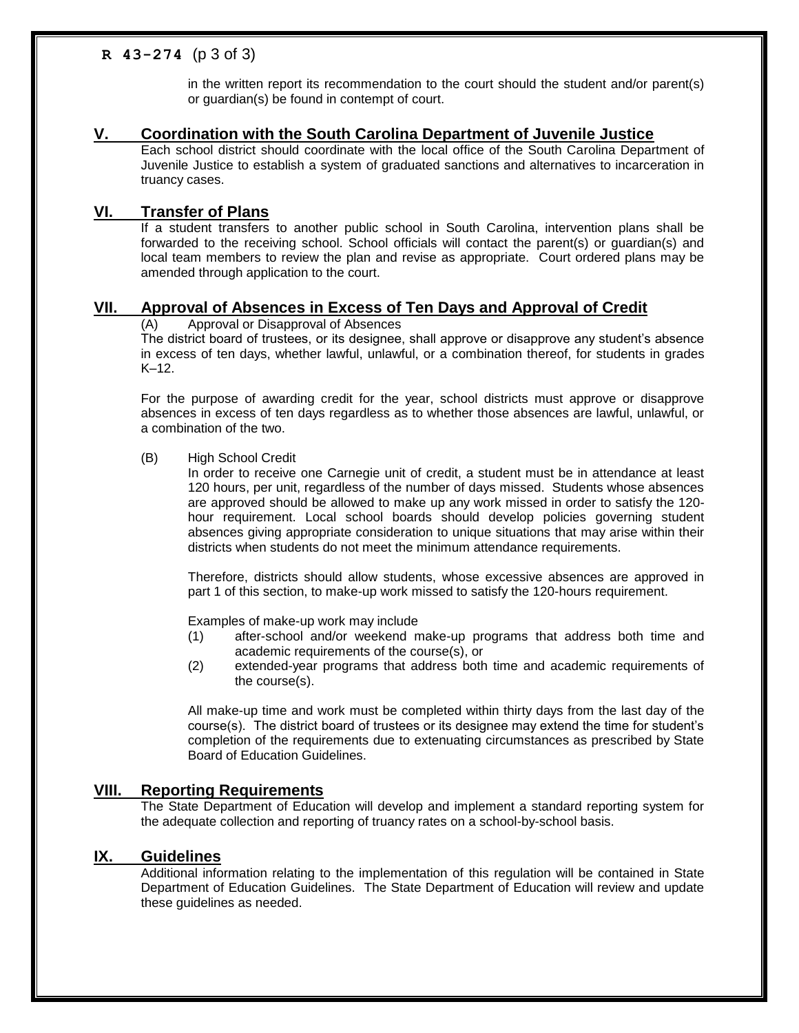in the written report its recommendation to the court should the student and/or parent(s) or guardian(s) be found in contempt of court.

## V. Coordination with the South Carolina Department of Juvenile Justice

Each school district should coordinate with the local office of the South Carolina Department of Juvenile Justice to establish a system of graduated sanctions and alternatives to incarceration in truancy cases.

## VI. Transfer of Plans

If a student transfers to another public school in South Carolina, intervention plans shall be forwarded to the receiving school. School officials will contact the parent(s) or guardian(s) and local team members to review the plan and revise as appropriate. Court ordered plans may be amended through application to the court.

## VII. Approval of Absences in Excess of Ten Days and Approval of Credit

(A) Approval or Disapproval of Absences

The district board of trustees, or its designee, shall approve or disapprove any student's absence in excess of ten days, whether lawful, unlawful, or a combination thereof, for students in grades K–12.

For the purpose of awarding credit for the year, school districts must approve or disapprove absences in excess of ten days regardless as to whether those absences are lawful, unlawful, or a combination of the two.

(B) High School Credit

In order to receive one Carnegie unit of credit, a student must be in attendance at least 120 hours, per unit, regardless of the number of days missed. Students whose absences are approved should be allowed to make up any work missed in order to satisfy the 120-hour requirement. Local school boards should develop policies governing student absences giving appropriate consideration to unique situations that may arise within their districts when students do not meet the minimum attendance requirements.

Therefore, districts should allow students, whose excessive absences are approved in part 1 of this section, to make-up work missed to satisfy the 120-hours requirement.

Examples of make-up work may include

(1) after-school and/or weekend make-up programs that address both time and academic requirements of the course(s), or

(2) extended-year programs that address both time and academic requirements of the course(s).

All make-up time and work must be completed within thirty days from the last day of the course(s). The district board of trustees or its designee may extend the time for student's completion of the requirements due to extenuating circumstances as prescribed by State Board of Education Guidelines.

## VIII. Reporting Requirements

The State Department of Education will develop and implement a standard reporting system for the adequate collection and reporting of truancy rates on a school-by-school basis.

## IX. Guidelines

Additional information relating to the implementation of this regulation will be contained in State Department of Education Guidelines. The State Department of Education will review and update these guidelines as needed.